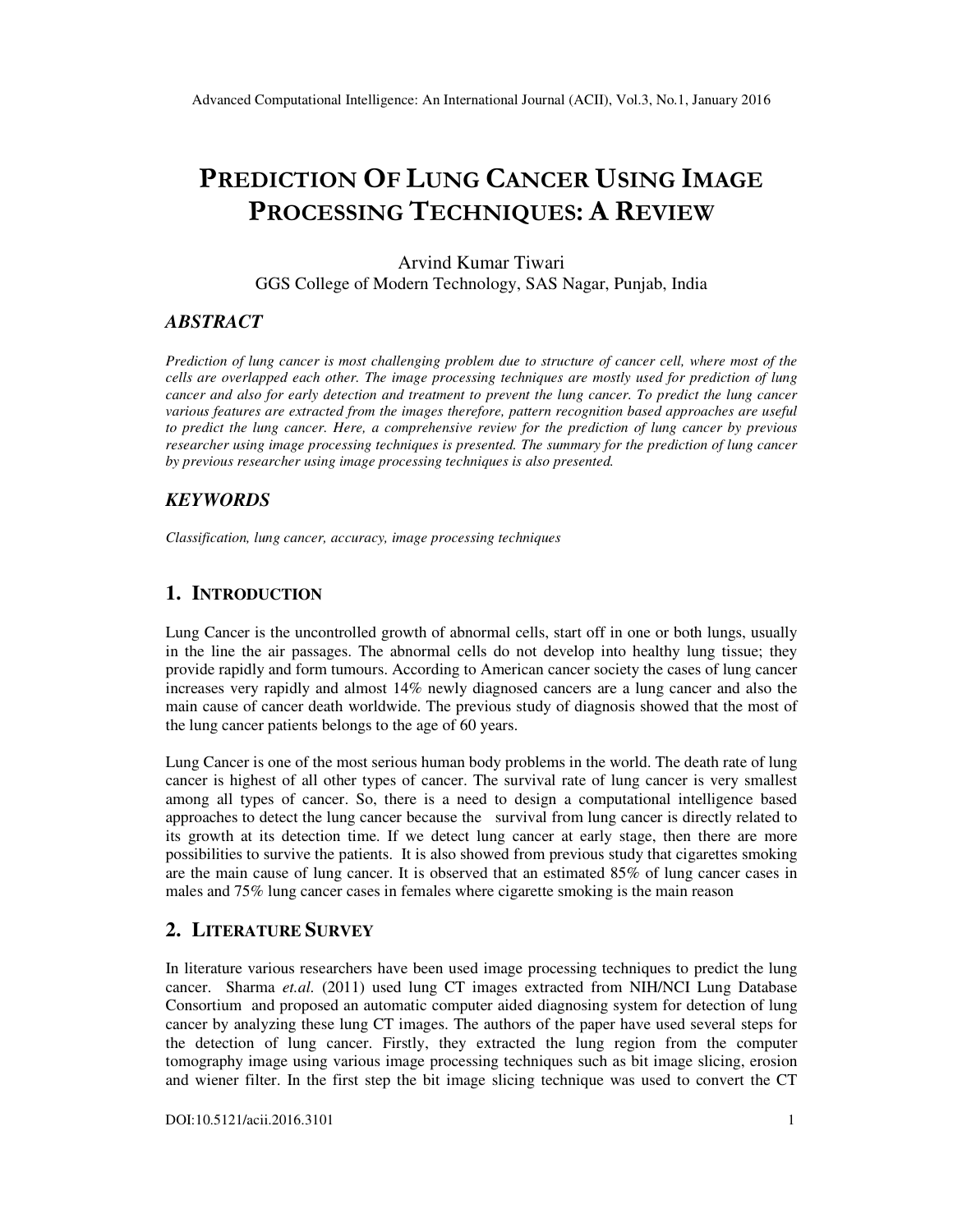# PREDICTION OF LUNG CANCER USING IMAGE PROCESSING TECHNIQUES: A REVIEW

Arvind Kumar Tiwari

GGS College of Modern Technology, SAS Nagar, Punjab, India

## *ABSTRACT*

*Prediction of lung cancer is most challenging problem due to structure of cancer cell, where most of the cells are overlapped each other. The image processing techniques are mostly used for prediction of lung cancer and also for early detection and treatment to prevent the lung cancer. To predict the lung cancer various features are extracted from the images therefore, pattern recognition based approaches are useful to predict the lung cancer. Here, a comprehensive review for the prediction of lung cancer by previous researcher using image processing techniques is presented. The summary for the prediction of lung cancer by previous researcher using image processing techniques is also presented.*

## *KEYWORDS*

*Classification, lung cancer, accuracy, image processing techniques*

## 1. INTRODUCTION

Lung Cancer is the uncontrolled growth of abnormal cells, start off in one or both lungs, usually in the line the air passages. The abnormal cells do not develop into healthy lung tissue; they provide rapidly and form tumours. According to American cancer society the cases of lung cancer increases very rapidly and almost 14% newly diagnosed cancers are a lung cancer and also the main cause of cancer death worldwide. The previous study of diagnosis showed that the most of the lung cancer patients belongs to the age of 60 years.

Lung Cancer is one of the most serious human body problems in the world. The death rate of lung cancer is highest of all other types of cancer. The survival rate of lung cancer is very smallest among all types of cancer. So, there is a need to design a computational intelligence based approaches to detect the lung cancer because the survival from lung cancer is directly related to its growth at its detection time. If we detect lung cancer at early stage, then there are more possibilities to survive the patients. It is also showed from previous study that cigarettes smoking are the main cause of lung cancer. It is observed that an estimated 85% of lung cancer cases in males and 75% lung cancer cases in females where cigarette smoking is the main reason

## 2. LITERATURE SURVEY

In literature various researchers have been used image processing techniques to predict the lung cancer. Sharma *et.al.* (2011) used lung CT images extracted from NIH/NCI Lung Database Consortium and proposed an automatic computer aided diagnosing system for detection of lung cancer by analyzing these lung CT images. The authors of the paper have used several steps for the detection of lung cancer. Firstly, they extracted the lung region from the computer tomography image using various image processing techniques such as bit image slicing, erosion and wiener filter. In the first step the bit image slicing technique was used to convert the CT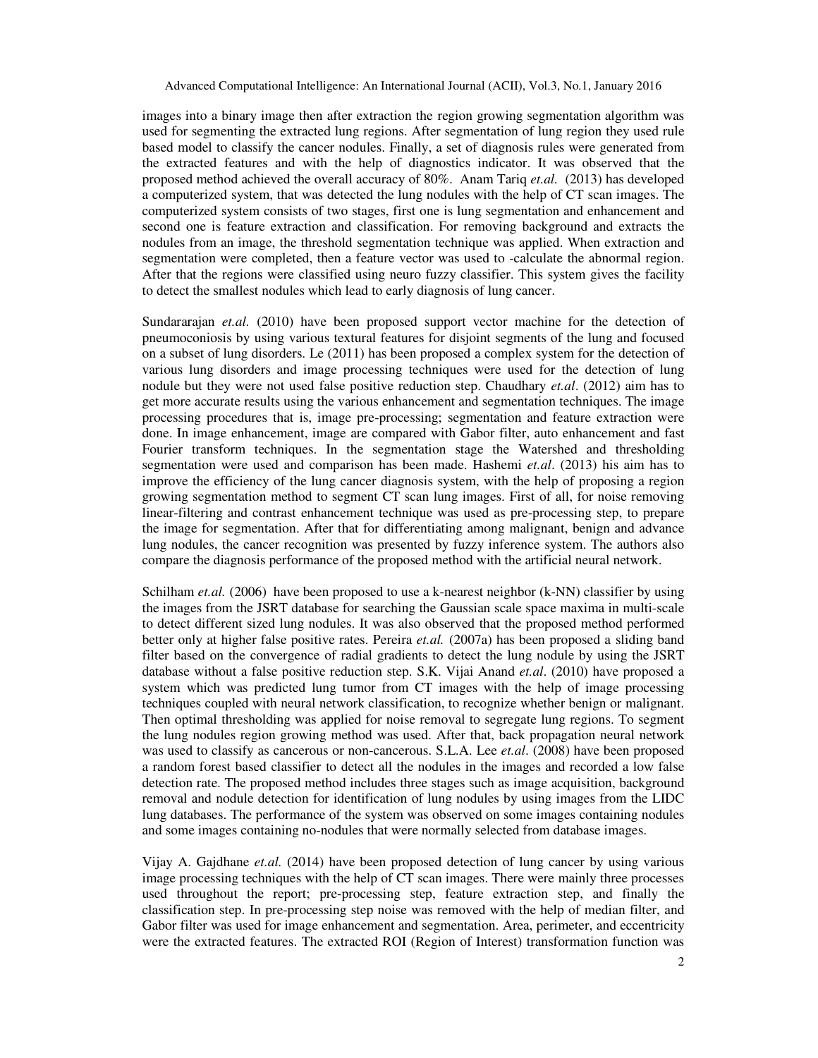images into a binary image then after extraction the region growing segmentation algorithm was used for segmenting the extracted lung regions. After segmentation of lung region they used rule based model to classify the cancer nodules. Finally, a set of diagnosis rules were generated from the extracted features and with the help of diagnostics indicator. It was observed that the proposed method achieved the overall accuracy of 80%. Anam Tariq *et.al.* (2013) has developed a computerized system, that was detected the lung nodules with the help of CT scan images. The computerized system consists of two stages, first one is lung segmentation and enhancement and second one is feature extraction and classification. For removing background and extracts the nodules from an image, the threshold segmentation technique was applied. When extraction and segmentation were completed, then a feature vector was used to -calculate the abnormal region. After that the regions were classified using neuro fuzzy classifier. This system gives the facility to detect the smallest nodules which lead to early diagnosis of lung cancer.

Sundararajan *et.al.* (2010) have been proposed support vector machine for the detection of pneumoconiosis by using various textural features for disjoint segments of the lung and focused on a subset of lung disorders. Le (2011) has been proposed a complex system for the detection of various lung disorders and image processing techniques were used for the detection of lung nodule but they were not used false positive reduction step. Chaudhary *et.al*. (2012) aim has to get more accurate results using the various enhancement and segmentation techniques. The image processing procedures that is, image pre-processing; segmentation and feature extraction were done. In image enhancement, image are compared with Gabor filter, auto enhancement and fast Fourier transform techniques. In the segmentation stage the Watershed and thresholding segmentation were used and comparison has been made. Hashemi *et.al*. (2013) his aim has to improve the efficiency of the lung cancer diagnosis system, with the help of proposing a region growing segmentation method to segment CT scan lung images. First of all, for noise removing linear-filtering and contrast enhancement technique was used as pre-processing step, to prepare the image for segmentation. After that for differentiating among malignant, benign and advance lung nodules, the cancer recognition was presented by fuzzy inference system. The authors also compare the diagnosis performance of the proposed method with the artificial neural network.

Schilham *et.al.* (2006) have been proposed to use a k-nearest neighbor (k-NN) classifier by using the images from the JSRT database for searching the Gaussian scale space maxima in multi-scale to detect different sized lung nodules. It was also observed that the proposed method performed better only at higher false positive rates. Pereira *et.al.* (2007a) has been proposed a sliding band filter based on the convergence of radial gradients to detect the lung nodule by using the JSRT database without a false positive reduction step. S.K. Vijai Anand *et.al*. (2010) have proposed a system which was predicted lung tumor from CT images with the help of image processing techniques coupled with neural network classification, to recognize whether benign or malignant. Then optimal thresholding was applied for noise removal to segregate lung regions. To segment the lung nodules region growing method was used. After that, back propagation neural network was used to classify as cancerous or non-cancerous. S.L.A. Lee *et.al*. (2008) have been proposed a random forest based classifier to detect all the nodules in the images and recorded a low false detection rate. The proposed method includes three stages such as image acquisition, background removal and nodule detection for identification of lung nodules by using images from the LIDC lung databases. The performance of the system was observed on some images containing nodules and some images containing no-nodules that were normally selected from database images.

Vijay A. Gajdhane *et.al.* (2014) have been proposed detection of lung cancer by using various image processing techniques with the help of CT scan images. There were mainly three processes used throughout the report; pre-processing step, feature extraction step, and finally the classification step. In pre-processing step noise was removed with the help of median filter, and Gabor filter was used for image enhancement and segmentation. Area, perimeter, and eccentricity were the extracted features. The extracted ROI (Region of Interest) transformation function was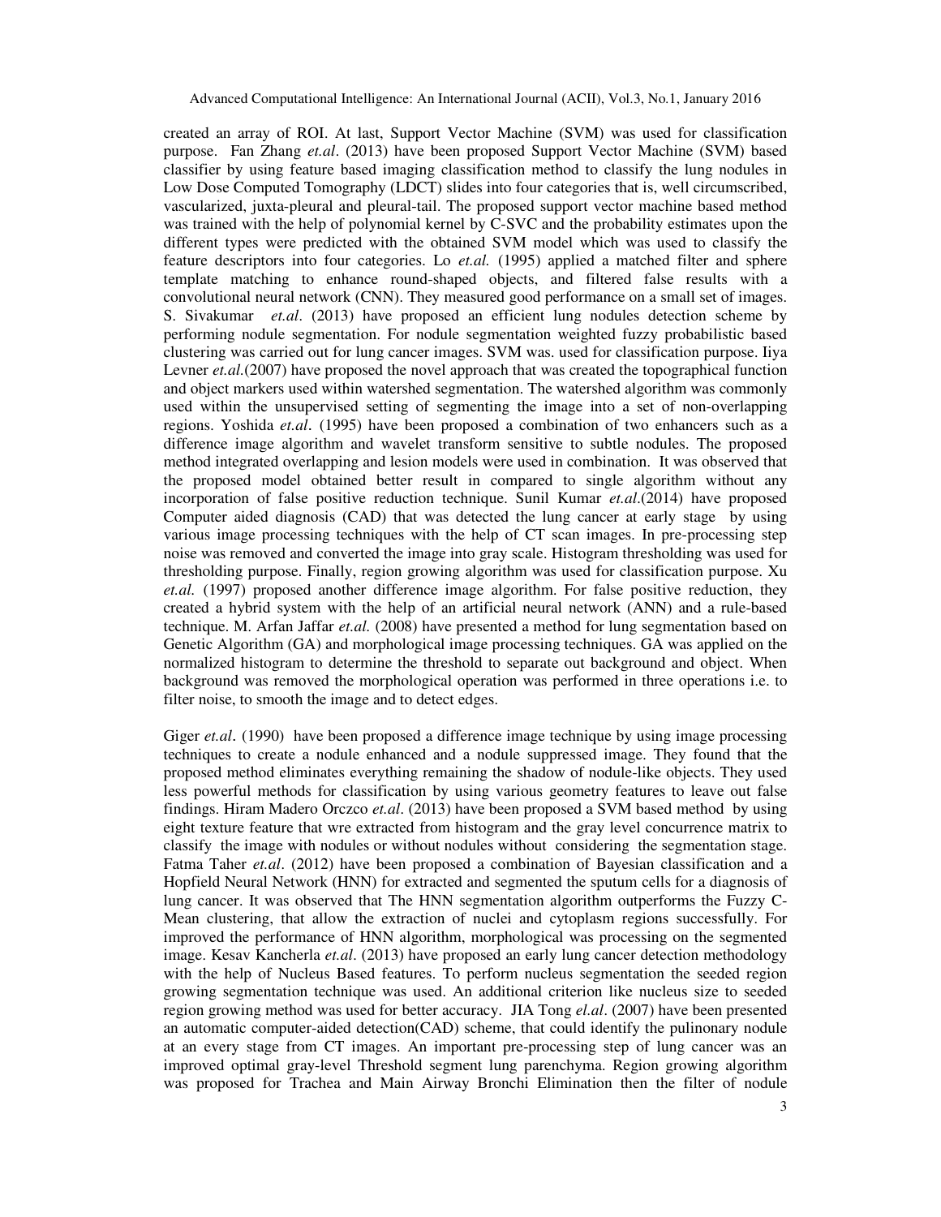created an array of ROI. At last, Support Vector Machine (SVM) was used for classification purpose. Fan Zhang *et.al*. (2013) have been proposed Support Vector Machine (SVM) based classifier by using feature based imaging classification method to classify the lung nodules in Low Dose Computed Tomography (LDCT) slides into four categories that is, well circumscribed, vascularized, juxta-pleural and pleural-tail. The proposed support vector machine based method was trained with the help of polynomial kernel by C-SVC and the probability estimates upon the different types were predicted with the obtained SVM model which was used to classify the feature descriptors into four categories. Lo *et.al.* (1995) applied a matched filter and sphere template matching to enhance round-shaped objects, and filtered false results with a convolutional neural network (CNN). They measured good performance on a small set of images. S. Sivakumar *et.al*. (2013) have proposed an efficient lung nodules detection scheme by performing nodule segmentation. For nodule segmentation weighted fuzzy probabilistic based clustering was carried out for lung cancer images. SVM was. used for classification purpose. Iiya Levner *et.al.*(2007) have proposed the novel approach that was created the topographical function and object markers used within watershed segmentation. The watershed algorithm was commonly used within the unsupervised setting of segmenting the image into a set of non-overlapping regions. Yoshida *et.al.* (1995) have been proposed a combination of two enhancers such as a difference image algorithm and wavelet transform sensitive to subtle nodules. The proposed method integrated overlapping and lesion models were used in combination. It was observed that the proposed model obtained better result in compared to single algorithm without any incorporation of false positive reduction technique. Sunil Kumar *et.al*.(2014) have proposed Computer aided diagnosis (CAD) that was detected the lung cancer at early stage by using various image processing techniques with the help of CT scan images. In pre-processing step noise was removed and converted the image into gray scale. Histogram thresholding was used for thresholding purpose. Finally, region growing algorithm was used for classification purpose. Xu *et.al.* (1997) proposed another difference image algorithm. For false positive reduction, they created a hybrid system with the help of an artificial neural network (ANN) and a rule-based technique. M. Arfan Jaffar *et.al.* (2008) have presented a method for lung segmentation based on Genetic Algorithm (GA) and morphological image processing techniques. GA was applied on the normalized histogram to determine the threshold to separate out background and object. When background was removed the morphological operation was performed in three operations i.e. to filter noise, to smooth the image and to detect edges.

Giger *et.al*. (1990) have been proposed a difference image technique by using image processing techniques to create a nodule enhanced and a nodule suppressed image. They found that the proposed method eliminates everything remaining the shadow of nodule-like objects. They used less powerful methods for classification by using various geometry features to leave out false findings. Hiram Madero Orczco *et.al*. (2013) have been proposed a SVM based method by using eight texture feature that wre extracted from histogram and the gray level concurrence matrix to classify the image with nodules or without nodules without considering the segmentation stage. Fatma Taher *et.al*. (2012) have been proposed a combination of Bayesian classification and a Hopfield Neural Network (HNN) for extracted and segmented the sputum cells for a diagnosis of lung cancer. It was observed that The HNN segmentation algorithm outperforms the Fuzzy C-Mean clustering, that allow the extraction of nuclei and cytoplasm regions successfully. For improved the performance of HNN algorithm, morphological was processing on the segmented image. Kesav Kancherla *et.al*. (2013) have proposed an early lung cancer detection methodology with the help of Nucleus Based features. To perform nucleus segmentation the seeded region growing segmentation technique was used. An additional criterion like nucleus size to seeded region growing method was used for better accuracy. JIA Tong *el.al*. (2007) have been presented an automatic computer-aided detection(CAD) scheme, that could identify the pulinonary nodule at an every stage from CT images. An important pre-processing step of lung cancer was an improved optimal gray-level Threshold segment lung parenchyma. Region growing algorithm was proposed for Trachea and Main Airway Bronchi Elimination then the filter of nodule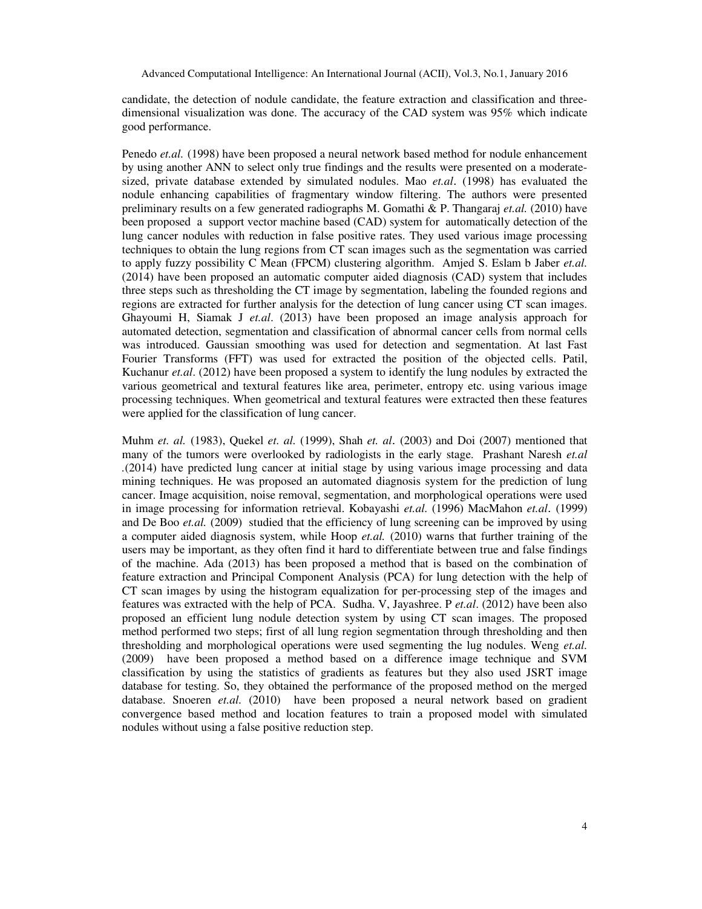candidate, the detection of nodule candidate, the feature extraction and classification and three-dimensional visualization was done. The accuracy of the CAD system was 95% which indicate good performance.

Penedo *et.al.* (1998) have been proposed a neural network based method for nodule enhancement by using another ANN to select only true findings and the results were presented on a moderate-sized, private database extended by simulated nodules. Mao *et.al*. (1998) has evaluated the nodule enhancing capabilities of fragmentary window filtering. The authors were presented preliminary results on a few generated radiographs M. Gomathi & P. Thangaraj *et.al.* (2010) have been proposed a support vector machine based (CAD) system for automatically detection of the lung cancer nodules with reduction in false positive rates. They used various image processing techniques to obtain the lung regions from CT scan images such as the segmentation was carried to apply fuzzy possibility C Mean (FPCM) clustering algorithm. Amjed S. Eslam b Jaber *et.al.* (2014) have been proposed an automatic computer aided diagnosis (CAD) system that includes three steps such as thresholding the CT image by segmentation, labeling the founded regions and regions are extracted for further analysis for the detection of lung cancer using CT scan images. Ghayoumi H, Siamak J *et.al*. (2013) have been proposed an image analysis approach for automated detection, segmentation and classification of abnormal cancer cells from normal cells was introduced. Gaussian smoothing was used for detection and segmentation. At last Fast Fourier Transforms (FFT) was used for extracted the position of the objected cells. Patil, Kuchanur *et.al*. (2012) have been proposed a system to identify the lung nodules by extracted the various geometrical and textural features like area, perimeter, entropy etc. using various image processing techniques. When geometrical and textural features were extracted then these features were applied for the classification of lung cancer.

Muhm *et. al.* (1983), Quekel *et. al.* (1999), Shah *et. al*. (2003) and Doi (2007) mentioned that many of the tumors were overlooked by radiologists in the early stage. Prashant Naresh *et.al* .(2014) have predicted lung cancer at initial stage by using various image processing and data mining techniques. He was proposed an automated diagnosis system for the prediction of lung cancer. Image acquisition, noise removal, segmentation, and morphological operations were used in image processing for information retrieval. Kobayashi *et.al.* (1996) MacMahon *et.al*. (1999) and De Boo *et.al.* (2009) studied that the efficiency of lung screening can be improved by using a computer aided diagnosis system, while Hoop *et.al.* (2010) warns that further training of the users may be important, as they often find it hard to differentiate between true and false findings of the machine. Ada (2013) has been proposed a method that is based on the combination of feature extraction and Principal Component Analysis (PCA) for lung detection with the help of CT scan images by using the histogram equalization for per-processing step of the images and features was extracted with the help of PCA. Sudha. V, Jayashree. P *et.al*. (2012) have been also proposed an efficient lung nodule detection system by using CT scan images. The proposed method performed two steps; first of all lung region segmentation through thresholding and then thresholding and morphological operations were used segmenting the lug nodules. Weng *et.al.* (2009) have been proposed a method based on a difference image technique and SVM classification by using the statistics of gradients as features but they also used JSRT image database for testing. So, they obtained the performance of the proposed method on the merged database. Snoeren *et.al.* (2010) have been proposed a neural network based on gradient convergence based method and location features to train a proposed model with simulated nodules without using a false positive reduction step.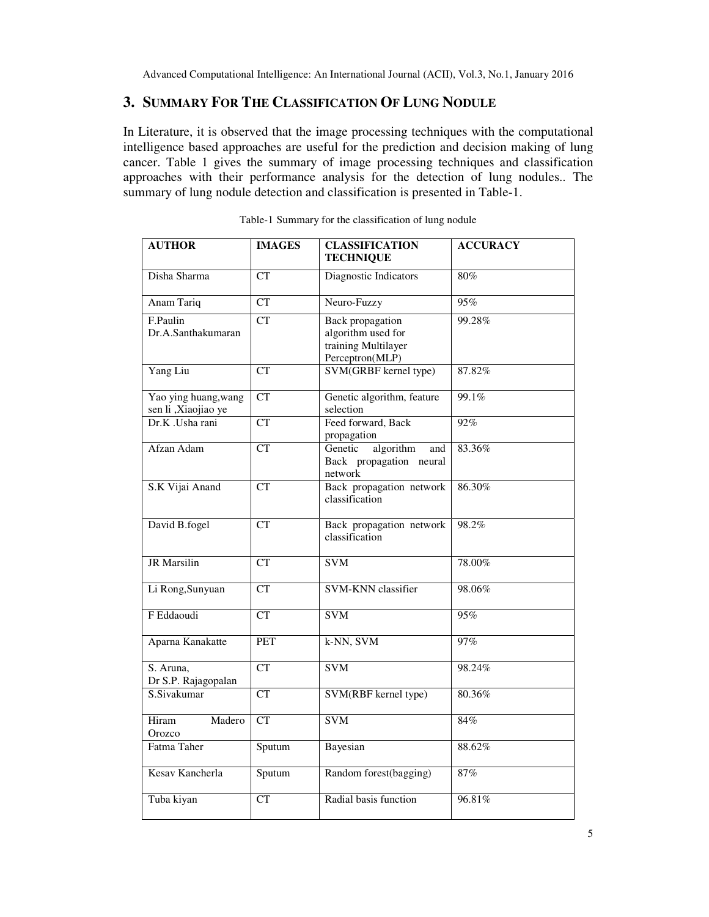## 3. SUMMARY FOR THE CLASSIFICATION OF LUNG NODULE

In Literature, it is observed that the image processing techniques with the computational intelligence based approaches are useful for the prediction and decision making of lung cancer. Table 1 gives the summary of image processing techniques and classification approaches with their performance analysis for the detection of lung nodules.. The summary of lung nodule detection and classification is presented in Table-1.

Table-1 Summary for the classification of lung nodule

| AUTHOR | IMAGES | CLASSIFICATION TECHNIQUE | ACCURACY |
|---|---|---|---|
| Disha Sharma | CT | Diagnostic Indicators | 80% |
| Anam Tariq | CT | Neuro-Fuzzy | 95% |
| F.Paulin Dr.A.Santhakumaran | CT | Back propagation algorithm used for training Multilayer Perceptron(MLP) | 99.28% |
| Yang Liu | CT | SVM(GRBF kernel type) | 87.82% |
| Yao ying huang,wang sen li ,Xiaojiao ye | CT | Genetic algorithm, feature selection | 99.1% |
| Dr.K .Usha rani | CT | Feed forward, Back propagation | 92% |
| Afzan Adam | CT | Genetic algorithm and Back propagation neural network | 83.36% |
| S.K Vijai Anand | CT | Back propagation network classification | 86.30% |
| David B.fogel | CT | Back propagation network classification | 98.2% |
| JR Marsilin | CT | SVM | 78.00% |
| Li Rong,Sunyuan | CT | SVM-KNN classifier | 98.06% |
| F Eddaoudi | CT | SVM | 95% |
| Aparna Kanakatte | PET | k-NN, SVM | 97% |
| S. Aruna, Dr S.P. Rajagopalan | CT | SVM | 98.24% |
| S.Sivakumar | CT | SVM(RBF kernel type) | 80.36% |
| Hiram Madero Orozco | CT | SVM | 84% |
| Fatma Taher | Sputum | Bayesian | 88.62% |
| Kesav Kancherla | Sputum | Random forest(bagging) | 87% |
| Tuba kiyan | CT | Radial basis function | 96.81% |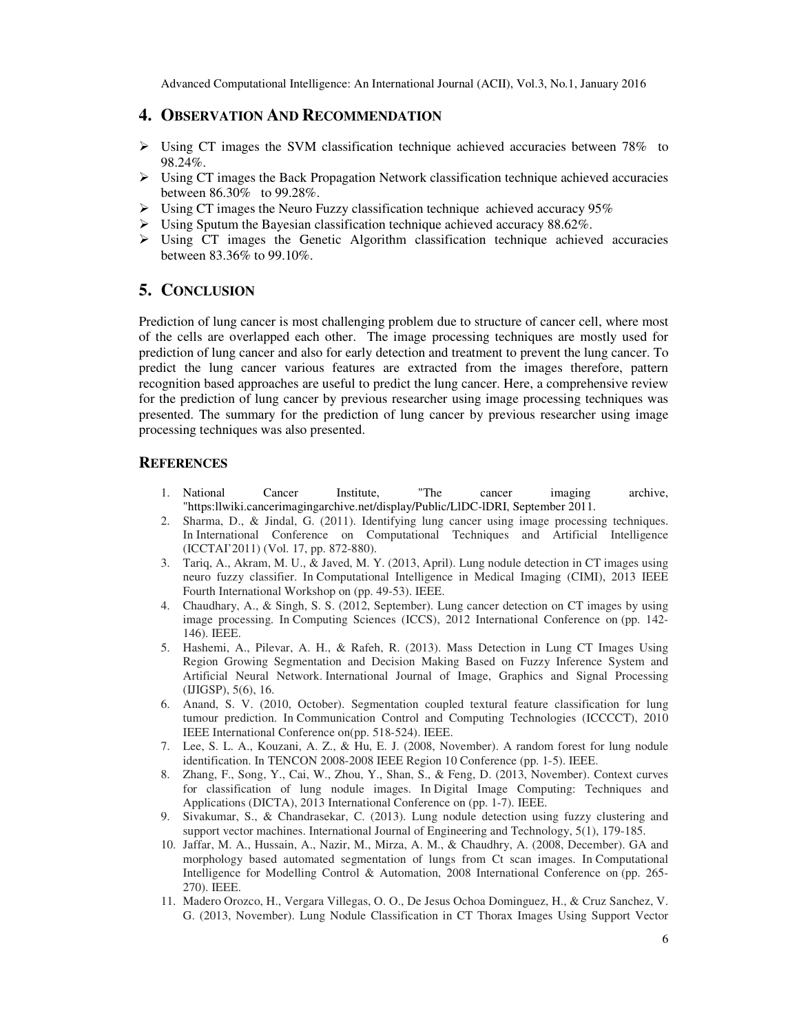## 4. OBSERVATION AND RECOMMENDATION

- Using CT images the SVM classification technique achieved accuracies between 78% to 98.24%.
- Using CT images the Back Propagation Network classification technique achieved accuracies between 86.30% to 99.28%.
- Using CT images the Neuro Fuzzy classification technique achieved accuracy 95%
- Using Sputum the Bayesian classification technique achieved accuracy 88.62%.
- Using CT images the Genetic Algorithm classification technique achieved accuracies between 83.36% to 99.10%.

## 5. CONCLUSION

Prediction of lung cancer is most challenging problem due to structure of cancer cell, where most of the cells are overlapped each other. The image processing techniques are mostly used for prediction of lung cancer and also for early detection and treatment to prevent the lung cancer. To predict the lung cancer various features are extracted from the images therefore, pattern recognition based approaches are useful to predict the lung cancer. Here, a comprehensive review for the prediction of lung cancer by previous researcher using image processing techniques was presented. The summary for the prediction of lung cancer by previous researcher using image processing techniques was also presented.

## REFERENCES

1. National Cancer Institute, "The cancer imaging archive, "https:llwiki.cancerimagingarchive.net/display/Public/LlDC-lDRI, September 2011.
2. Sharma, D., & Jindal, G. (2011). Identifying lung cancer using image processing techniques. In International Conference on Computational Techniques and Artificial Intelligence (ICCTAI'2011) (Vol. 17, pp. 872-880).
3. Tariq, A., Akram, M. U., & Javed, M. Y. (2013, April). Lung nodule detection in CT images using neuro fuzzy classifier. In Computational Intelligence in Medical Imaging (CIMI), 2013 IEEE Fourth International Workshop on (pp. 49-53). IEEE.
4. Chaudhary, A., & Singh, S. S. (2012, September). Lung cancer detection on CT images by using image processing. In Computing Sciences (ICCS), 2012 International Conference on (pp. 142-146). IEEE.
5. Hashemi, A., Pilevar, A. H., & Rafeh, R. (2013). Mass Detection in Lung CT Images Using Region Growing Segmentation and Decision Making Based on Fuzzy Inference System and Artificial Neural Network. International Journal of Image, Graphics and Signal Processing (IJIGSP), 5(6), 16.
6. Anand, S. V. (2010, October). Segmentation coupled textural feature classification for lung tumour prediction. In Communication Control and Computing Technologies (ICCCCT), 2010 IEEE International Conference on(pp. 518-524). IEEE.
7. Lee, S. L. A., Kouzani, A. Z., & Hu, E. J. (2008, November). A random forest for lung nodule identification. In TENCON 2008-2008 IEEE Region 10 Conference (pp. 1-5). IEEE.
8. Zhang, F., Song, Y., Cai, W., Zhou, Y., Shan, S., & Feng, D. (2013, November). Context curves for classification of lung nodule images. In Digital Image Computing: Techniques and Applications (DICTA), 2013 International Conference on (pp. 1-7). IEEE.
9. Sivakumar, S., & Chandrasekar, C. (2013). Lung nodule detection using fuzzy clustering and support vector machines. International Journal of Engineering and Technology, 5(1), 179-185.
10. Jaffar, M. A., Hussain, A., Nazir, M., Mirza, A. M., & Chaudhry, A. (2008, December). GA and morphology based automated segmentation of lungs from Ct scan images. In Computational Intelligence for Modelling Control & Automation, 2008 International Conference on (pp. 265-270). IEEE.
11. Madero Orozco, H., Vergara Villegas, O. O., De Jesus Ochoa Dominguez, H., & Cruz Sanchez, V. G. (2013, November). Lung Nodule Classification in CT Thorax Images Using Support Vector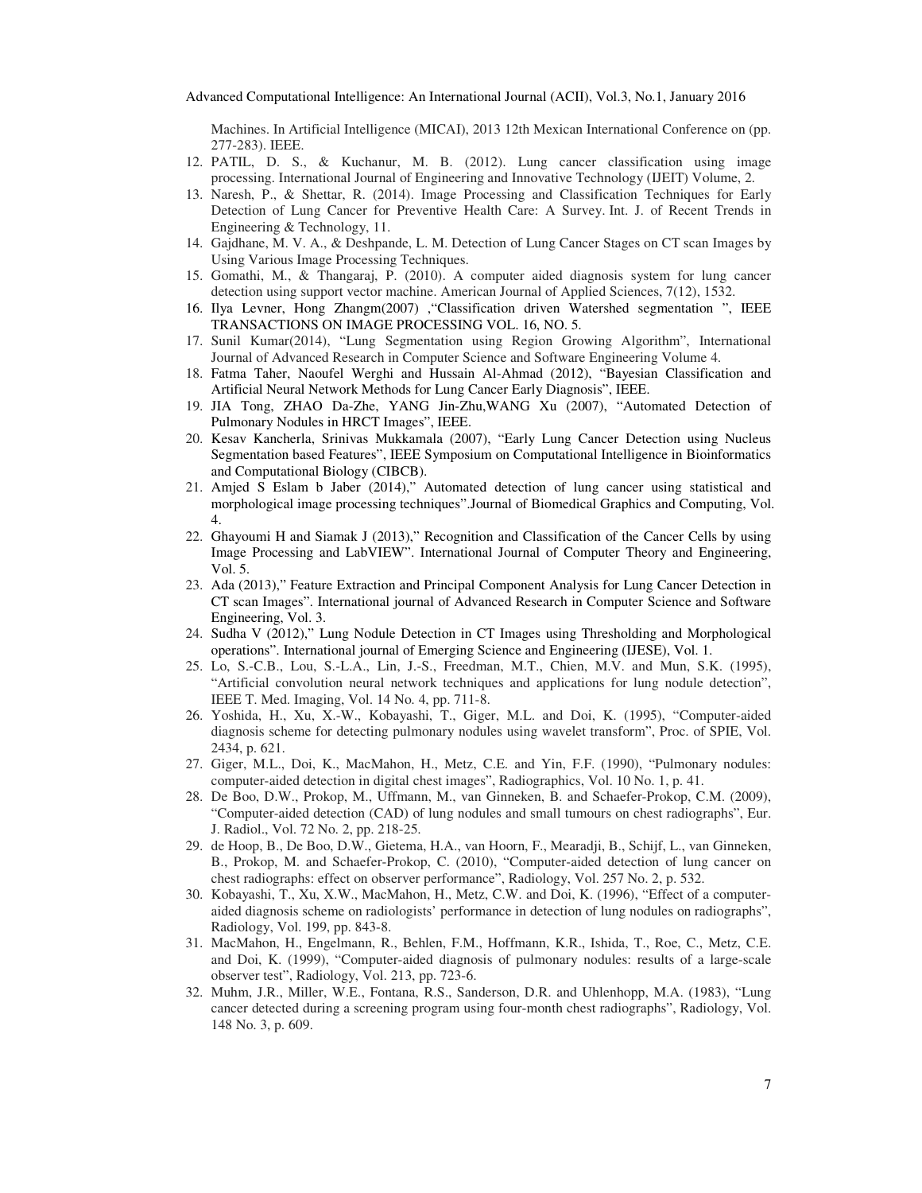Machines. In Artificial Intelligence (MICAI), 2013 12th Mexican International Conference on (pp. 277-283). IEEE.

12. PATIL, D. S., & Kuchanur, M. B. (2012). Lung cancer classification using image processing. International Journal of Engineering and Innovative Technology (IJEIT) Volume, 2.
13. Naresh, P., & Shettar, R. (2014). Image Processing and Classification Techniques for Early Detection of Lung Cancer for Preventive Health Care: A Survey. Int. J. of Recent Trends in Engineering & Technology, 11.
14. Gajdhane, M. V. A., & Deshpande, L. M. Detection of Lung Cancer Stages on CT scan Images by Using Various Image Processing Techniques.
15. Gomathi, M., & Thangaraj, P. (2010). A computer aided diagnosis system for lung cancer detection using support vector machine. American Journal of Applied Sciences, 7(12), 1532.
16. Ilya Levner, Hong Zhangm(2007) ,"Classification driven Watershed segmentation ", IEEE TRANSACTIONS ON IMAGE PROCESSING VOL. 16, NO. 5.
17. Sunil Kumar(2014), "Lung Segmentation using Region Growing Algorithm", International Journal of Advanced Research in Computer Science and Software Engineering Volume 4.
18. Fatma Taher, Naoufel Werghi and Hussain Al-Ahmad (2012), "Bayesian Classification and Artificial Neural Network Methods for Lung Cancer Early Diagnosis", IEEE.
19. JIA Tong, ZHAO Da-Zhe, YANG Jin-Zhu,WANG Xu (2007), "Automated Detection of Pulmonary Nodules in HRCT Images", IEEE.
20. Kesav Kancherla, Srinivas Mukkamala (2007), "Early Lung Cancer Detection using Nucleus Segmentation based Features", IEEE Symposium on Computational Intelligence in Bioinformatics and Computational Biology (CIBCB).
21. Amjed S Eslam b Jaber (2014)," Automated detection of lung cancer using statistical and morphological image processing techniques".Journal of Biomedical Graphics and Computing, Vol. 4.
22. Ghayoumi H and Siamak J (2013)," Recognition and Classification of the Cancer Cells by using Image Processing and LabVIEW". International Journal of Computer Theory and Engineering, Vol. 5.
23. Ada (2013)," Feature Extraction and Principal Component Analysis for Lung Cancer Detection in CT scan Images". International journal of Advanced Research in Computer Science and Software Engineering, Vol. 3.
24. Sudha V (2012)," Lung Nodule Detection in CT Images using Thresholding and Morphological operations". International journal of Emerging Science and Engineering (IJESE), Vol. 1.
25. Lo, S.-C.B., Lou, S.-L.A., Lin, J.-S., Freedman, M.T., Chien, M.V. and Mun, S.K. (1995), "Artificial convolution neural network techniques and applications for lung nodule detection", IEEE T. Med. Imaging, Vol. 14 No. 4, pp. 711-8.
26. Yoshida, H., Xu, X.-W., Kobayashi, T., Giger, M.L. and Doi, K. (1995), "Computer-aided diagnosis scheme for detecting pulmonary nodules using wavelet transform", Proc. of SPIE, Vol. 2434, p. 621.
27. Giger, M.L., Doi, K., MacMahon, H., Metz, C.E. and Yin, F.F. (1990), "Pulmonary nodules: computer-aided detection in digital chest images", Radiographics, Vol. 10 No. 1, p. 41.
28. De Boo, D.W., Prokop, M., Uffmann, M., van Ginneken, B. and Schaefer-Prokop, C.M. (2009), "Computer-aided detection (CAD) of lung nodules and small tumours on chest radiographs", Eur. J. Radiol., Vol. 72 No. 2, pp. 218-25.
29. de Hoop, B., De Boo, D.W., Gietema, H.A., van Hoorn, F., Mearadji, B., Schijf, L., van Ginneken, B., Prokop, M. and Schaefer-Prokop, C. (2010), "Computer-aided detection of lung cancer on chest radiographs: effect on observer performance", Radiology, Vol. 257 No. 2, p. 532.
30. Kobayashi, T., Xu, X.W., MacMahon, H., Metz, C.W. and Doi, K. (1996), "Effect of a computer-aided diagnosis scheme on radiologists' performance in detection of lung nodules on radiographs", Radiology, Vol. 199, pp. 843-8.
31. MacMahon, H., Engelmann, R., Behlen, F.M., Hoffmann, K.R., Ishida, T., Roe, C., Metz, C.E. and Doi, K. (1999), "Computer-aided diagnosis of pulmonary nodules: results of a large-scale observer test", Radiology, Vol. 213, pp. 723-6.
32. Muhm, J.R., Miller, W.E., Fontana, R.S., Sanderson, D.R. and Uhlenhopp, M.A. (1983), "Lung cancer detected during a screening program using four-month chest radiographs", Radiology, Vol. 148 No. 3, p. 609.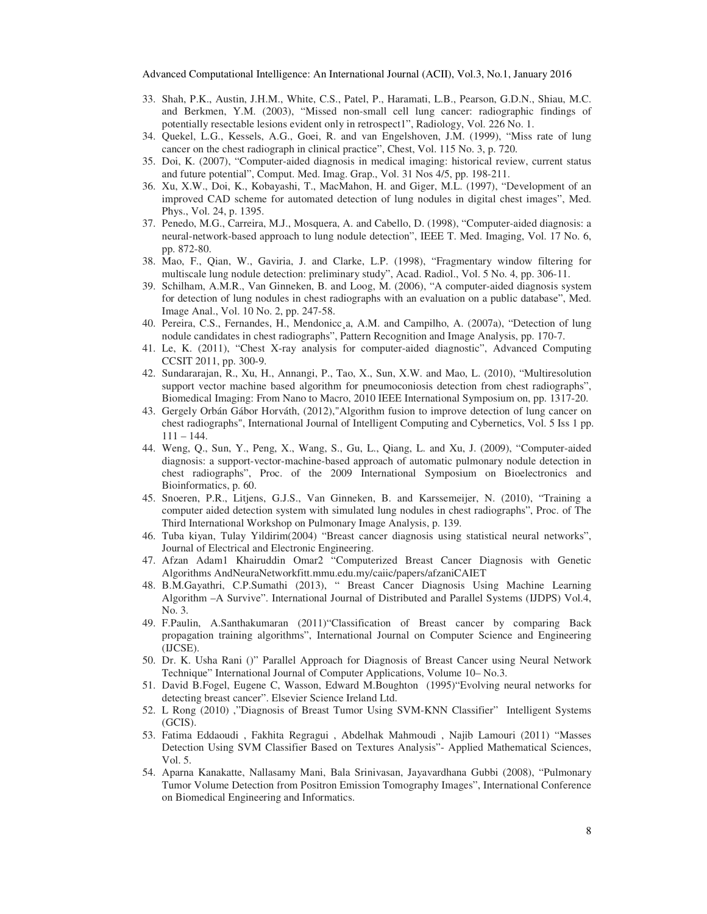33. Shah, P.K., Austin, J.H.M., White, C.S., Patel, P., Haramati, L.B., Pearson, G.D.N., Shiau, M.C. and Berkmen, Y.M. (2003), "Missed non-small cell lung cancer: radiographic findings of potentially resectable lesions evident only in retrospect1", Radiology, Vol. 226 No. 1.
34. Quekel, L.G., Kessels, A.G., Goei, R. and van Engelshoven, J.M. (1999), "Miss rate of lung cancer on the chest radiograph in clinical practice", Chest, Vol. 115 No. 3, p. 720.
35. Doi, K. (2007), "Computer-aided diagnosis in medical imaging: historical review, current status and future potential", Comput. Med. Imag. Grap., Vol. 31 Nos 4/5, pp. 198-211.
36. Xu, X.W., Doi, K., Kobayashi, T., MacMahon, H. and Giger, M.L. (1997), "Development of an improved CAD scheme for automated detection of lung nodules in digital chest images", Med. Phys., Vol. 24, p. 1395.
37. Penedo, M.G., Carreira, M.J., Mosquera, A. and Cabello, D. (1998), "Computer-aided diagnosis: a neural-network-based approach to lung nodule detection", IEEE T. Med. Imaging, Vol. 17 No. 6, pp. 872-80.
38. Mao, F., Qian, W., Gaviria, J. and Clarke, L.P. (1998), "Fragmentary window filtering for multiscale lung nodule detection: preliminary study", Acad. Radiol., Vol. 5 No. 4, pp. 306-11.
39. Schilham, A.M.R., Van Ginneken, B. and Loog, M. (2006), "A computer-aided diagnosis system for detection of lung nodules in chest radiographs with an evaluation on a public database", Med. Image Anal., Vol. 10 No. 2, pp. 247-58.
40. Pereira, C.S., Fernandes, H., Mendonicc¸a, A.M. and Campilho, A. (2007a), "Detection of lung nodule candidates in chest radiographs", Pattern Recognition and Image Analysis, pp. 170-7.
41. Le, K. (2011), "Chest X-ray analysis for computer-aided diagnostic", Advanced Computing CCSIT 2011, pp. 300-9.
42. Sundararajan, R., Xu, H., Annangi, P., Tao, X., Sun, X.W. and Mao, L. (2010), "Multiresolution support vector machine based algorithm for pneumoconiosis detection from chest radiographs", Biomedical Imaging: From Nano to Macro, 2010 IEEE International Symposium on, pp. 1317-20.
43. Gergely Orbán Gábor Horváth, (2012),"Algorithm fusion to improve detection of lung cancer on chest radiographs", International Journal of Intelligent Computing and Cybernetics, Vol. 5 Iss 1 pp. 111 – 144.
44. Weng, Q., Sun, Y., Peng, X., Wang, S., Gu, L., Qiang, L. and Xu, J. (2009), "Computer-aided diagnosis: a support-vector-machine-based approach of automatic pulmonary nodule detection in chest radiographs", Proc. of the 2009 International Symposium on Bioelectronics and Bioinformatics, p. 60.
45. Snoeren, P.R., Litjens, G.J.S., Van Ginneken, B. and Karssemeijer, N. (2010), "Training a computer aided detection system with simulated lung nodules in chest radiographs", Proc. of The Third International Workshop on Pulmonary Image Analysis, p. 139.
46. Tuba kiyan, Tulay Yildirim(2004) "Breast cancer diagnosis using statistical neural networks", Journal of Electrical and Electronic Engineering.
47. Afzan Adam1 Khairuddin Omar2 "Computerized Breast Cancer Diagnosis with Genetic Algorithms AndNeuraNetworkfitt.mmu.edu.my/caiic/papers/afzaniCAIET
48. B.M.Gayathri, C.P.Sumathi (2013), " Breast Cancer Diagnosis Using Machine Learning Algorithm –A Survive". International Journal of Distributed and Parallel Systems (IJDPS) Vol.4, No. 3.
49. F.Paulin, A.Santhakumaran (2011)"Classification of Breast cancer by comparing Back propagation training algorithms", International Journal on Computer Science and Engineering (IJCSE).
50. Dr. K. Usha Rani ()" Parallel Approach for Diagnosis of Breast Cancer using Neural Network Technique" International Journal of Computer Applications, Volume 10– No.3.
51. David B.Fogel, Eugene C, Wasson, Edward M.Boughton (1995)"Evolving neural networks for detecting breast cancer". Elsevier Science Ireland Ltd.
52. L Rong (2010) ,"Diagnosis of Breast Tumor Using SVM-KNN Classifier" Intelligent Systems (GCIS).
53. Fatima Eddaoudi , Fakhita Regragui , Abdelhak Mahmoudi , Najib Lamouri (2011) "Masses Detection Using SVM Classifier Based on Textures Analysis"- Applied Mathematical Sciences, Vol. 5.
54. Aparna Kanakatte, Nallasamy Mani, Bala Srinivasan, Jayavardhana Gubbi (2008), "Pulmonary Tumor Volume Detection from Positron Emission Tomography Images", International Conference on Biomedical Engineering and Informatics.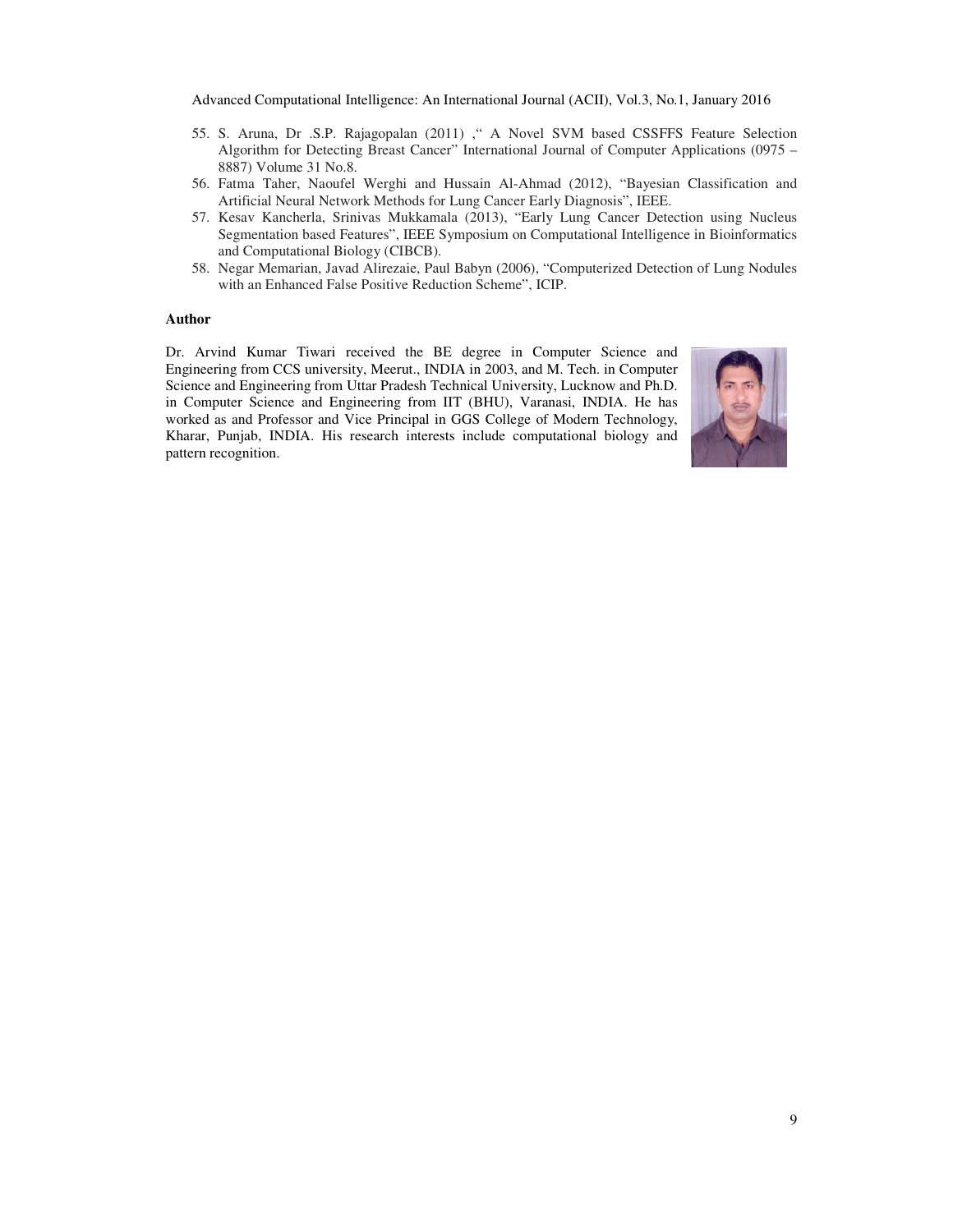55. S. Aruna, Dr .S.P. Rajagopalan (2011) ," A Novel SVM based CSSFFS Feature Selection Algorithm for Detecting Breast Cancer" International Journal of Computer Applications (0975 – 8887) Volume 31 No.8.
56. Fatma Taher, Naoufel Werghi and Hussain Al-Ahmad (2012), "Bayesian Classification and Artificial Neural Network Methods for Lung Cancer Early Diagnosis", IEEE.
57. Kesav Kancherla, Srinivas Mukkamala (2013), "Early Lung Cancer Detection using Nucleus Segmentation based Features", IEEE Symposium on Computational Intelligence in Bioinformatics and Computational Biology (CIBCB).
58. Negar Memarian, Javad Alirezaie, Paul Babyn (2006), "Computerized Detection of Lung Nodules with an Enhanced False Positive Reduction Scheme", ICIP.

**Author**

Dr. Arvind Kumar Tiwari received the BE degree in Computer Science and Engineering from CCS university, Meerut., INDIA in 2003, and M. Tech. in Computer Science and Engineering from Uttar Pradesh Technical University, Lucknow and Ph.D. in Computer Science and Engineering from IIT (BHU), Varanasi, INDIA. He has worked as and Professor and Vice Principal in GGS College of Modern Technology, Kharar, Punjab, INDIA. His research interests include computational biology and pattern recognition.